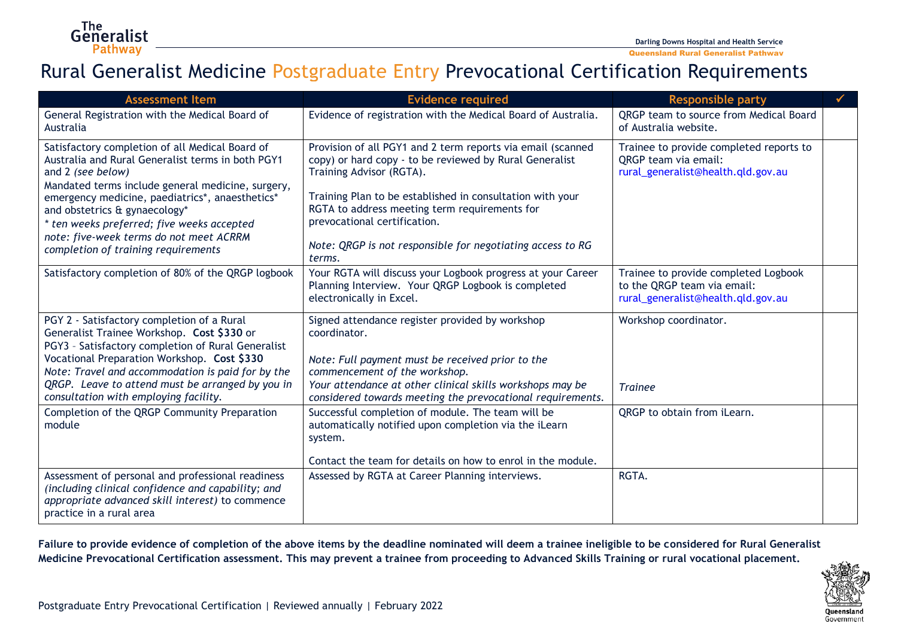# Rural Generalist Medicine Postgraduate Entry Prevocational Certification Requirements

| Assessment Item | Evidence required | Responsible party | ✓ |
|---|---|---|---|
| General Registration with the Medical Board of Australia | Evidence of registration with the Medical Board of Australia. | QRGP team to source from Medical Board of Australia website. | |
| Satisfactory completion of all Medical Board of Australia and Rural Generalist terms in both PGY1 and 2 *(see below)*<br>Mandated terms include general medicine, surgery, emergency medicine, paediatrics*, anaesthetics* and obstetrics & gynaecology*<br>*\* ten weeks preferred; five weeks accepted*<br>*note: five-week terms do not meet ACRRM completion of training requirements* | Provision of all PGY1 and 2 term reports via email (scanned copy) or hard copy - to be reviewed by Rural Generalist Training Advisor (RGTA).<br><br>Training Plan to be established in consultation with your RGTA to address meeting term requirements for prevocational certification.<br><br>*Note: QRGP is not responsible for negotiating access to RG terms.* | Trainee to provide completed reports to QRGP team via email: rural_generalist@health.qld.gov.au | |
| Satisfactory completion of 80% of the QRGP logbook | Your RGTA will discuss your Logbook progress at your Career Planning Interview. Your QRGP Logbook is completed electronically in Excel. | Trainee to provide completed Logbook to the QRGP team via email: rural_generalist@health.qld.gov.au | |
| PGY 2 - Satisfactory completion of a Rural Generalist Trainee Workshop. **Cost $330** or<br>PGY3 – Satisfactory completion of Rural Generalist Vocational Preparation Workshop. **Cost $330**<br>*Note: Travel and accommodation is paid for by the QRGP. Leave to attend must be arranged by you in consultation with employing facility.* | Signed attendance register provided by workshop coordinator.<br><br>*Note: Full payment must be received prior to the commencement of the workshop.*<br>*Your attendance at other clinical skills workshops may be considered towards meeting the prevocational requirements.* | Workshop coordinator.<br><br>*Trainee* | |
| Completion of the QRGP Community Preparation module | Successful completion of module. The team will be automatically notified upon completion via the iLearn system.<br><br>Contact the team for details on how to enrol in the module. | QRGP to obtain from iLearn. | |
| Assessment of personal and professional readiness *(including clinical confidence and capability; and appropriate advanced skill interest)* to commence practice in a rural area | Assessed by RGTA at Career Planning interviews. | RGTA. | |

**Failure to provide evidence of completion of the above items by the deadline nominated will deem a trainee ineligible to be considered for Rural Generalist Medicine Prevocational Certification assessment. This may prevent a trainee from proceeding to Advanced Skills Training or rural vocational placement.**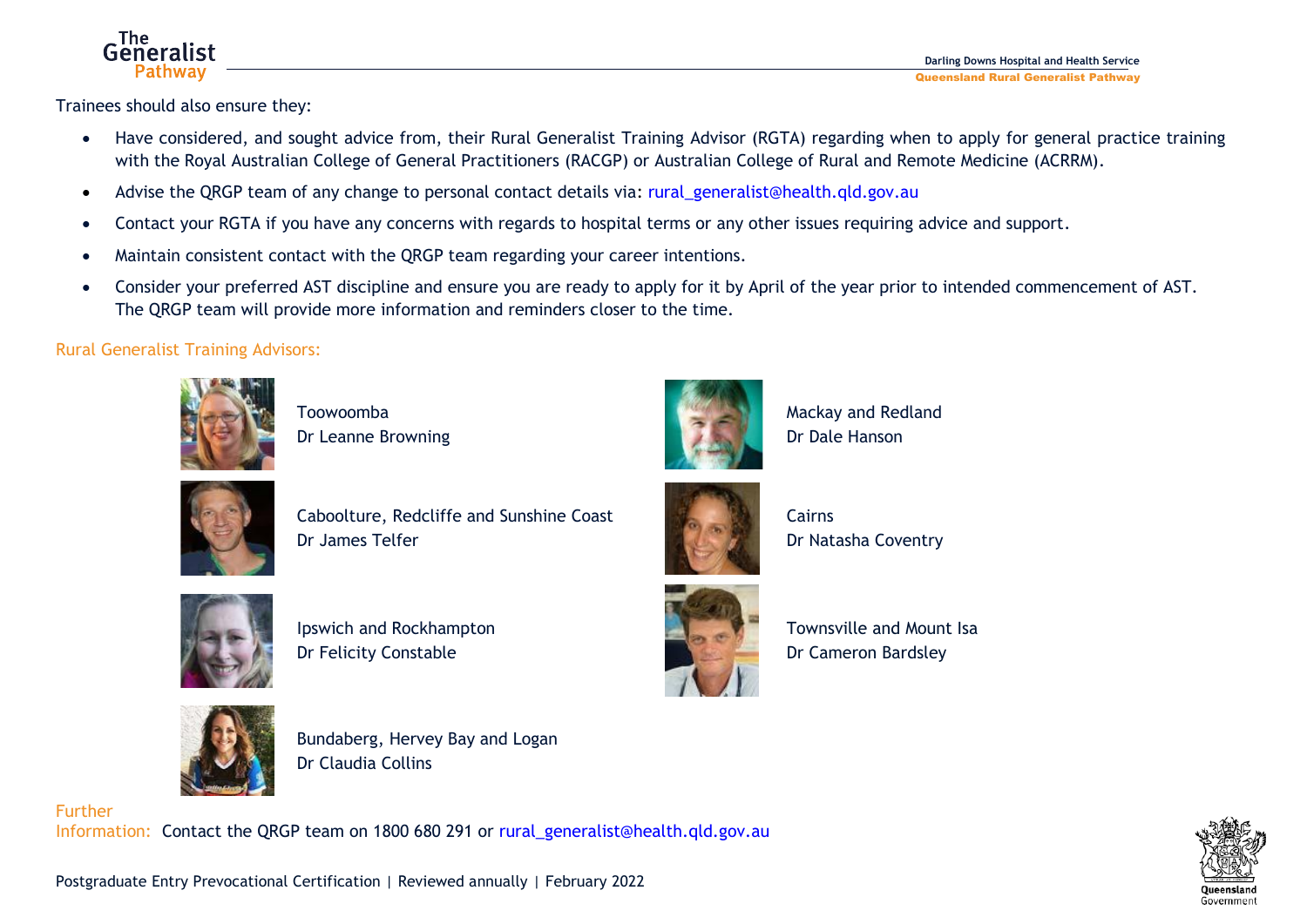Trainees should also ensure they:

- Have considered, and sought advice from, their Rural Generalist Training Advisor (RGTA) regarding when to apply for general practice training with the Royal Australian College of General Practitioners (RACGP) or Australian College of Rural and Remote Medicine (ACRRM).
- Advise the QRGP team of any change to personal contact details via: rural_generalist@health.qld.gov.au
- Contact your RGTA if you have any concerns with regards to hospital terms or any other issues requiring advice and support.
- Maintain consistent contact with the QRGP team regarding your career intentions.
- Consider your preferred AST discipline and ensure you are ready to apply for it by April of the year prior to intended commencement of AST. The QRGP team will provide more information and reminders closer to the time.

Rural Generalist Training Advisors:

Toowoomba
Dr Leanne Browning

Caboolture, Redcliffe and Sunshine Coast
Dr James Telfer

Ipswich and Rockhampton
Dr Felicity Constable

Bundaberg, Hervey Bay and Logan
Dr Claudia Collins

Mackay and Redland
Dr Dale Hanson

Cairns
Dr Natasha Coventry

Townsville and Mount Isa
Dr Cameron Bardsley

Further Information: Contact the QRGP team on 1800 680 291 or rural_generalist@health.qld.gov.au

Postgraduate Entry Prevocational Certification | Reviewed annually | February 2022